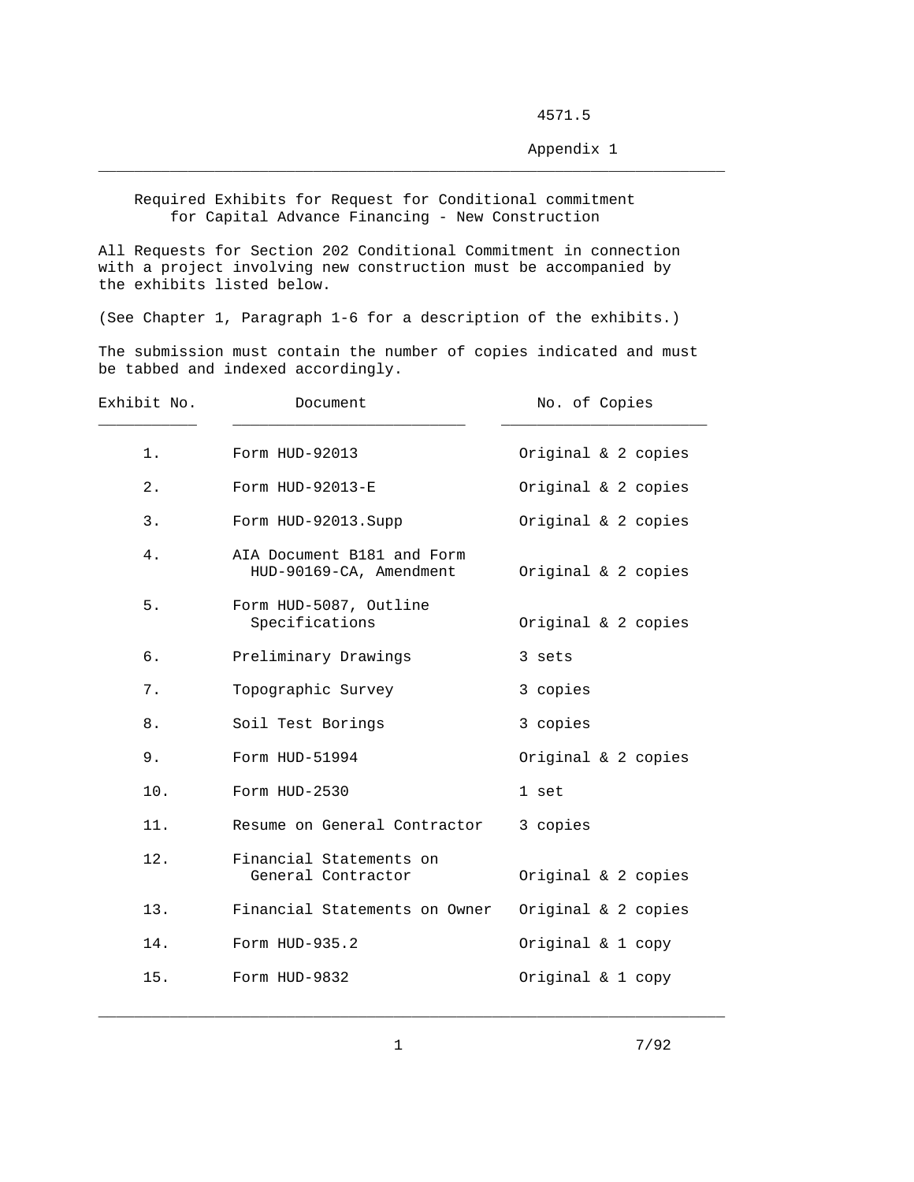4571.5

Appendix 1

## Required Exhibits for Request for Conditional commitment for Capital Advance Financing - New Construction

All Requests for Section 202 Conditional Commitment in connection with a project involving new construction must be accompanied by the exhibits listed below.

(See Chapter 1, Paragraph 1-6 for a description of the exhibits.)

The submission must contain the number of copies indicated and must be tabbed and indexed accordingly.

| Exhibit No. | Document | No. of Copies |
|---|---|---|
| 1. | Form HUD-92013 | Original & 2 copies |
| 2. | Form HUD-92013-E | Original & 2 copies |
| 3. | Form HUD-92013.Supp | Original & 2 copies |
| 4. | AIA Document B181 and Form HUD-90169-CA, Amendment | Original & 2 copies |
| 5. | Form HUD-5087, Outline Specifications | Original & 2 copies |
| 6. | Preliminary Drawings | 3 sets |
| 7. | Topographic Survey | 3 copies |
| 8. | Soil Test Borings | 3 copies |
| 9. | Form HUD-51994 | Original & 2 copies |
| 10. | Form HUD-2530 | 1 set |
| 11. | Resume on General Contractor | 3 copies |
| 12. | Financial Statements on General Contractor | Original & 2 copies |
| 13. | Financial Statements on Owner | Original & 2 copies |
| 14. | Form HUD-935.2 | Original & 1 copy |
| 15. | Form HUD-9832 | Original & 1 copy |

7/92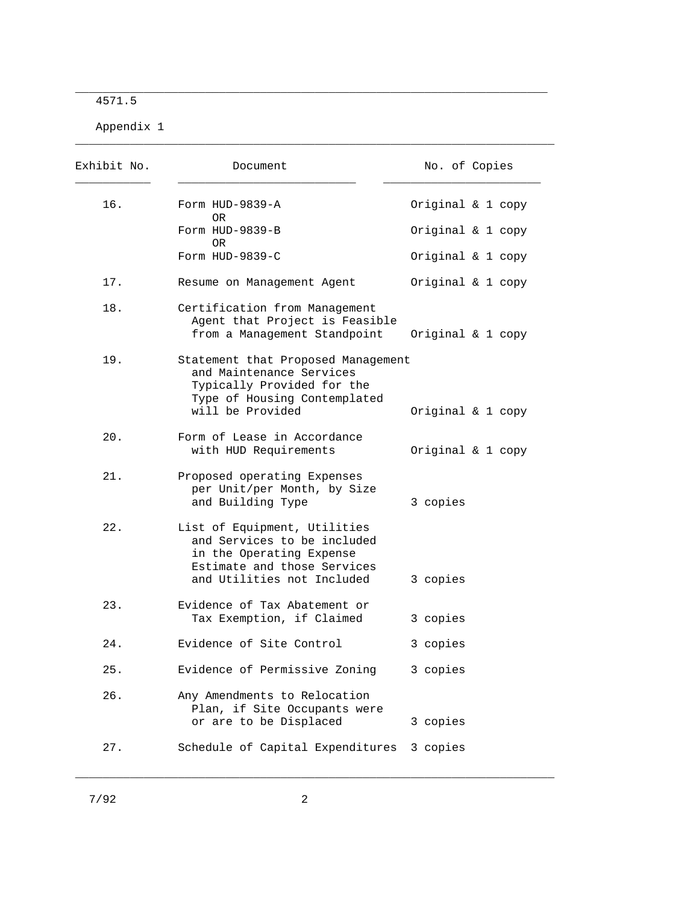4571.5

Appendix 1

| Exhibit No. | Document | No. of Copies |
| --- | --- | --- |
| 16. | Form HUD-9839-A | Original & 1 copy |
| | OR | |
| | Form HUD-9839-B | Original & 1 copy |
| | OR | |
| | Form HUD-9839-C | Original & 1 copy |
| 17. | Resume on Management Agent | Original & 1 copy |
| 18. | Certification from Management Agent that Project is Feasible from a Management Standpoint | Original & 1 copy |
| 19. | Statement that Proposed Management and Maintenance Services Typically Provided for the Type of Housing Contemplated will be Provided | Original & 1 copy |
| 20. | Form of Lease in Accordance with HUD Requirements | Original & 1 copy |
| 21. | Proposed operating Expenses per Unit/per Month, by Size and Building Type | 3 copies |
| 22. | List of Equipment, Utilities and Services to be included in the Operating Expense Estimate and those Services and Utilities not Included | 3 copies |
| 23. | Evidence of Tax Abatement or Tax Exemption, if Claimed | 3 copies |
| 24. | Evidence of Site Control | 3 copies |
| 25. | Evidence of Permissive Zoning | 3 copies |
| 26. | Any Amendments to Relocation Plan, if Site Occupants were or are to be Displaced | 3 copies |
| 27. | Schedule of Capital Expenditures | 3 copies |

7/92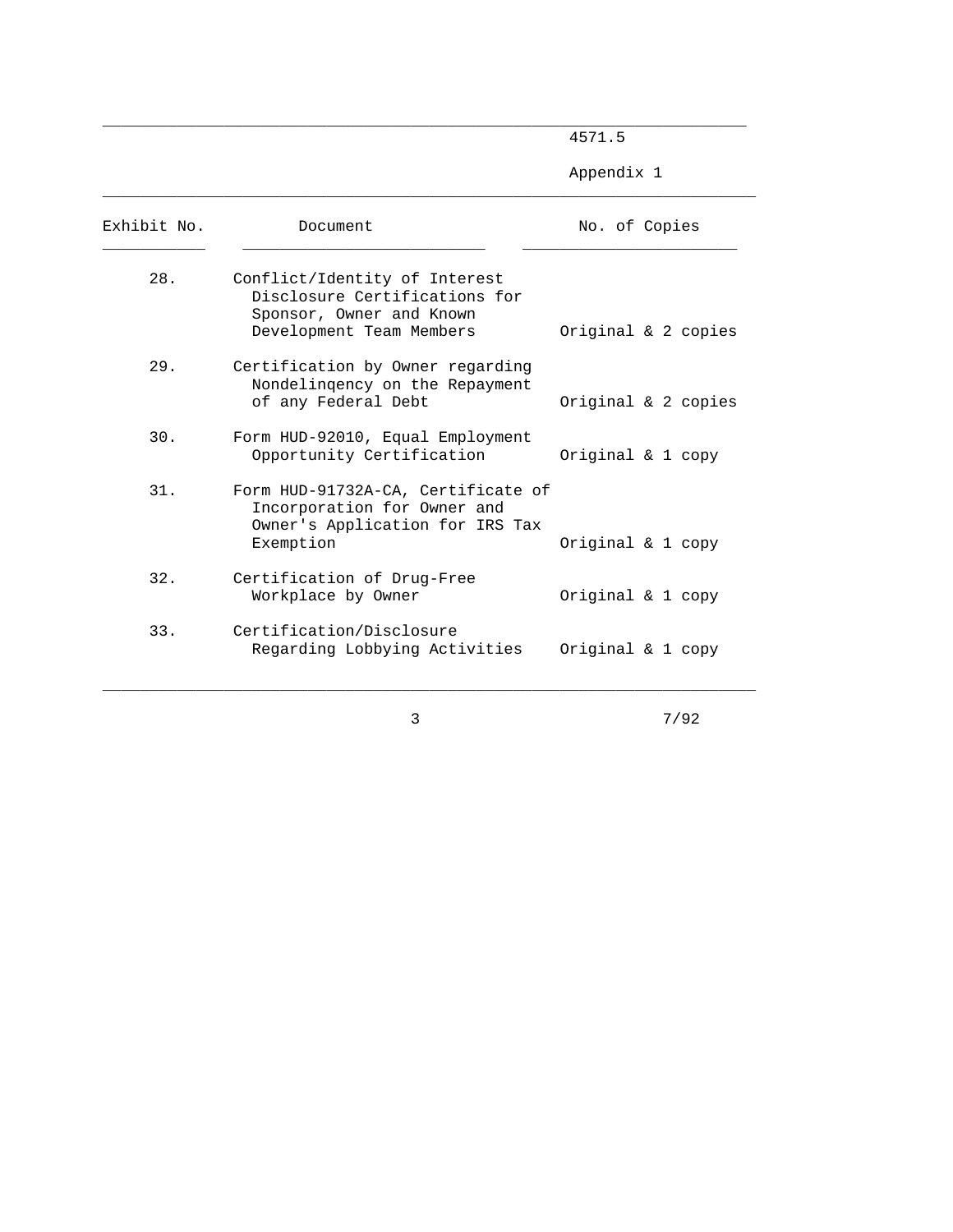| Exhibit No. | Document | No. of Copies |
|---|---|---|
| 28. | Conflict/Identity of Interest Disclosure Certifications for Sponsor, Owner and Known Development Team Members | Original & 2 copies |
| 29. | Certification by Owner regarding Nondelinqency on the Repayment of any Federal Debt | Original & 2 copies |
| 30. | Form HUD-92010, Equal Employment Opportunity Certification | Original & 1 copy |
| 31. | Form HUD-91732A-CA, Certificate of Incorporation for Owner and Owner's Application for IRS Tax Exemption | Original & 1 copy |
| 32. | Certification of Drug-Free Workplace by Owner | Original & 1 copy |
| 33. | Certification/Disclosure Regarding Lobbying Activities | Original & 1 copy |